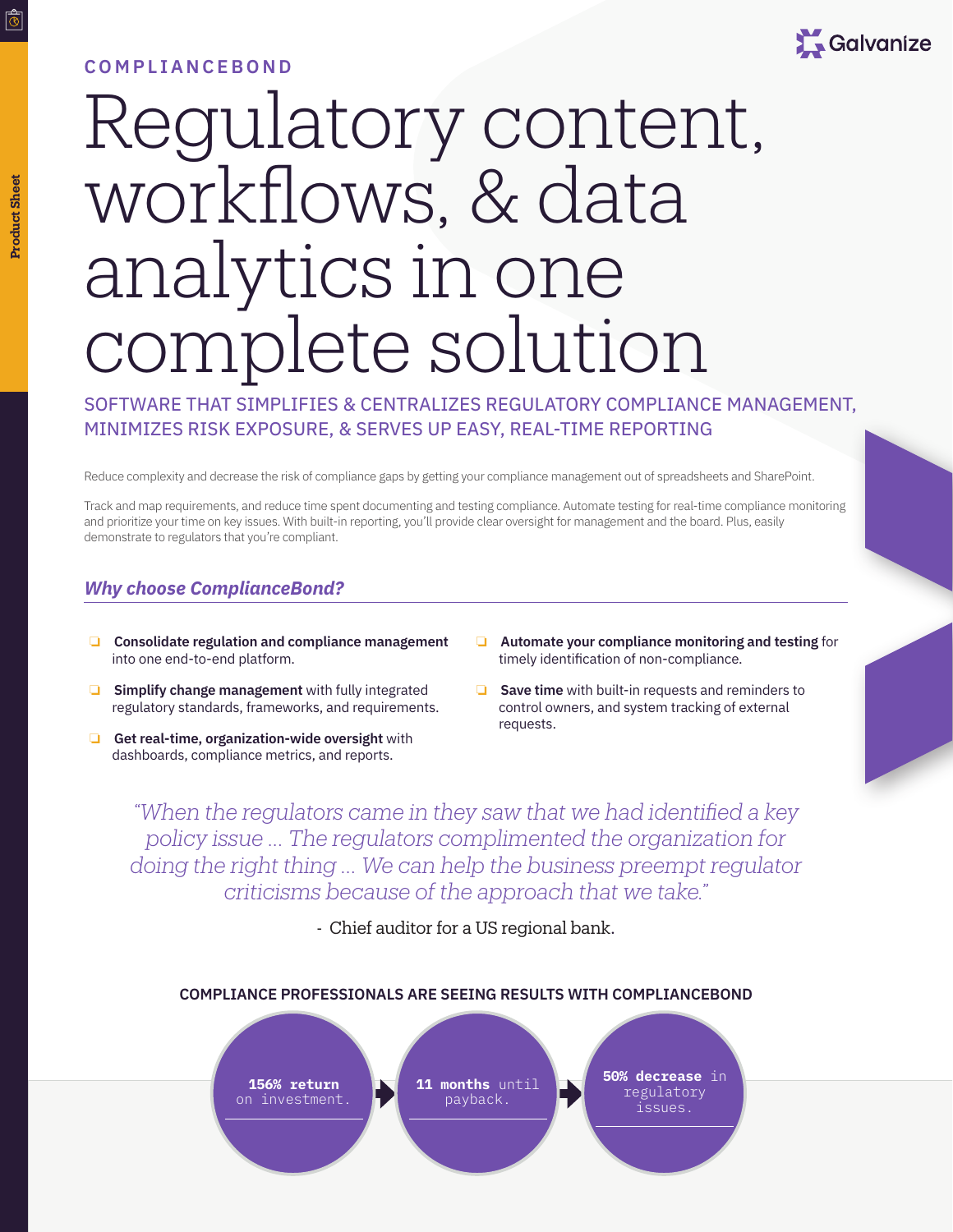COMPLIANCEBOND

# Regulatory content, workflows, & data analytics in one complete solution

## SOFTWARE THAT SIMPLIFIES & CENTRALIZES REGULATORY COMPLIANCE MANAGEMENT, MINIMIZES RISK EXPOSURE, & SERVES UP EASY, REAL-TIME REPORTING

Reduce complexity and decrease the risk of compliance gaps by getting your compliance management out of spreadsheets and SharePoint.

Track and map requirements, and reduce time spent documenting and testing compliance. Automate testing for real-time compliance monitoring and prioritize your time on key issues. With built-in reporting, you'll provide clear oversight for management and the board. Plus, easily demonstrate to regulators that you're compliant.

### *Why choose ComplianceBond?*

- **Consolidate regulation and compliance management** into one end-to-end platform.
- **Simplify change management** with fully integrated regulatory standards, frameworks, and requirements.
- **Get real-time, organization-wide oversight** with dashboards, compliance metrics, and reports.
- **Automate your compliance monitoring and testing** for timely identification of non-compliance.
- **Save time** with built-in requests and reminders to control owners, and system tracking of external requests.

*"When the regulators came in they saw that we had identified a key policy issue ... The regulators complimented the organization for doing the right thing ... We can help the business preempt regulator criticisms because of the approach that we take."*

- Chief auditor for a US regional bank.

**COMPLIANCE PROFESSIONALS ARE SEEING RESULTS WITH COMPLIANCEBOND**

- **156% return** on investment.
- **11 months** until payback.
- **50% decrease** in regulatory issues.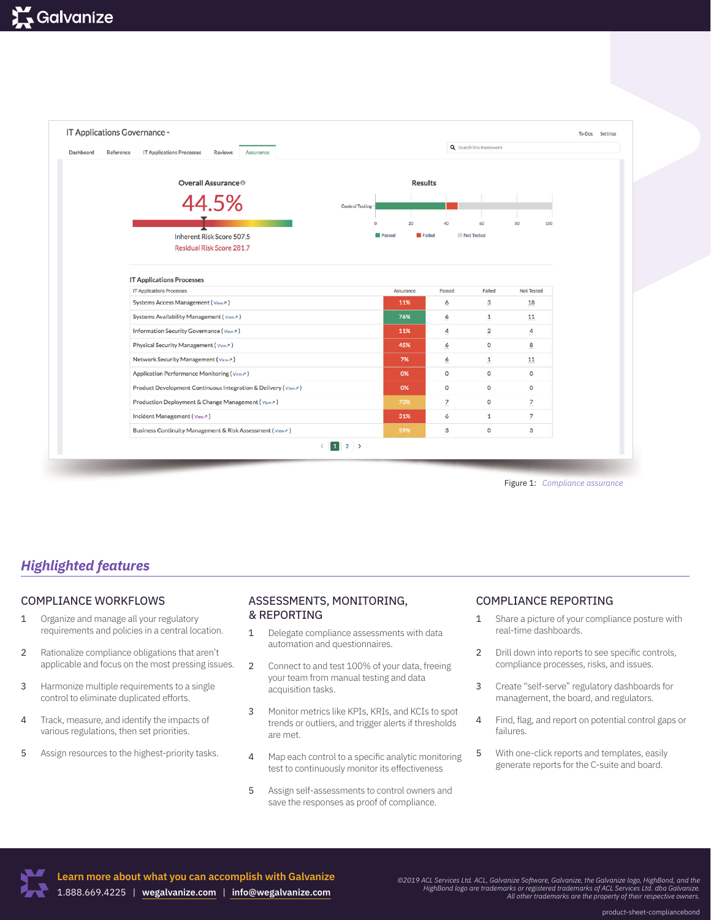IT Applications Governance

Dashboard | Reference | IT Applications Processes | Reviews | Assurance

To-Dos Settings

Search this framework

Overall Assurance

44.5%

Inherent Risk Score 507.5

Residual Risk Score 281.7

Results

Control Testing

0 20 40 60 80 100

Passed Failed Not Tested

IT Applications Processes

| IT Applications Processes | Assurance | Passed | Failed | Not Tested |
|---|---|---|---|---|
| Systems Access Management ( View ) | 11% | 6 | 3 | 18 |
| Systems Availability Management ( View ) | 76% | 6 | 1 | 11 |
| Information Security Governance ( View ) | 11% | 4 | 2 | 4 |
| Physical Security Management ( View ) | 45% | 6 | 0 | 8 |
| Network Security Management ( View ) | 7% | 6 | 1 | 11 |
| Application Performance Monitoring ( View ) | 0% | 0 | 0 | 0 |
| Product Development Continuous Integration & Delivery ( View ) | 0% | 0 | 0 | 0 |
| Production Deployment & Change Management ( View ) | 73% | 7 | 0 | 7 |
| Incident Management ( View ) | 31% | 6 | 1 | 7 |
| Business Continuity Management & Risk Assessment ( View ) | 59% | 3 | 0 | 3 |

Figure 1: *Compliance assurance*

## *Highlighted features*

### COMPLIANCE WORKFLOWS

1. Organize and manage all your regulatory requirements and policies in a central location.
2. Rationalize compliance obligations that aren't applicable and focus on the most pressing issues.
3. Harmonize multiple requirements to a single control to eliminate duplicated efforts.
4. Track, measure, and identify the impacts of various regulations, then set priorities.
5. Assign resources to the highest-priority tasks.

### ASSESSMENTS, MONITORING, & REPORTING

1. Delegate compliance assessments with data automation and questionnaires.
2. Connect to and test 100% of your data, freeing your team from manual testing and data acquisition tasks.
3. Monitor metrics like KPIs, KRIs, and KCIs to spot trends or outliers, and trigger alerts if thresholds are met.
4. Map each control to a specific analytic monitoring test to continuously monitor its effectiveness
5. Assign self-assessments to control owners and save the responses as proof of compliance.

### COMPLIANCE REPORTING

1. Share a picture of your compliance posture with real-time dashboards.
2. Drill down into reports to see specific controls, compliance processes, risks, and issues.
3. Create "self-serve" regulatory dashboards for management, the board, and regulators.
4. Find, flag, and report on potential control gaps or failures.
5. With one-click reports and templates, easily generate reports for the C-suite and board.

**Learn more about what you can accomplish with Galvanize**

1.888.669.4225 | wegalvanize.com | info@wegalvanize.com

*©2019 ACL Services Ltd. ACL, Galvanize Software, Galvanize, the Galvanize logo, HighBond, and the HighBond logo are trademarks or registered trademarks of ACL Services Ltd. dba Galvanize. All other trademarks are the property of their respective owners.*

product-sheet-compliancebond